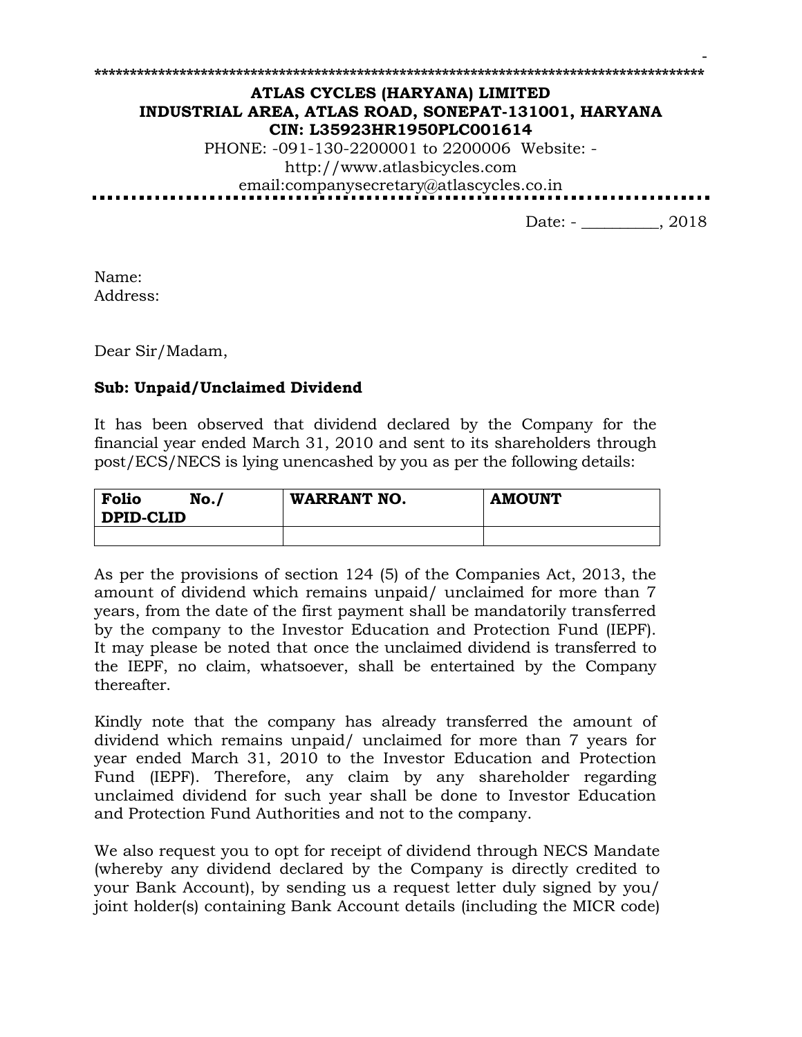**ATLAS CYCLES (HARYANA) LIMITED**
**INDUSTRIAL AREA, ATLAS ROAD, SONEPAT-131001, HARYANA**
**CIN: L35923HR1950PLC001614**

PHONE: -091-130-2200001 to 2200006 Website: - http://www.atlasbicycles.com
email:companysecretary@atlascycles.co.in

Date: - __________, 2018

Name:
Address:

Dear Sir/Madam,

**Sub: Unpaid/Unclaimed Dividend**

It has been observed that dividend declared by the Company for the financial year ended March 31, 2010 and sent to its shareholders through post/ECS/NECS is lying unencashed by you as per the following details:

| Folio No./ DPID-CLID | WARRANT NO. | AMOUNT |
|---|---|---|
| | | |

As per the provisions of section 124 (5) of the Companies Act, 2013, the amount of dividend which remains unpaid/ unclaimed for more than 7 years, from the date of the first payment shall be mandatorily transferred by the company to the Investor Education and Protection Fund (IEPF). It may please be noted that once the unclaimed dividend is transferred to the IEPF, no claim, whatsoever, shall be entertained by the Company thereafter.

Kindly note that the company has already transferred the amount of dividend which remains unpaid/ unclaimed for more than 7 years for year ended March 31, 2010 to the Investor Education and Protection Fund (IEPF). Therefore, any claim by any shareholder regarding unclaimed dividend for such year shall be done to Investor Education and Protection Fund Authorities and not to the company.

We also request you to opt for receipt of dividend through NECS Mandate (whereby any dividend declared by the Company is directly credited to your Bank Account), by sending us a request letter duly signed by you/ joint holder(s) containing Bank Account details (including the MICR code)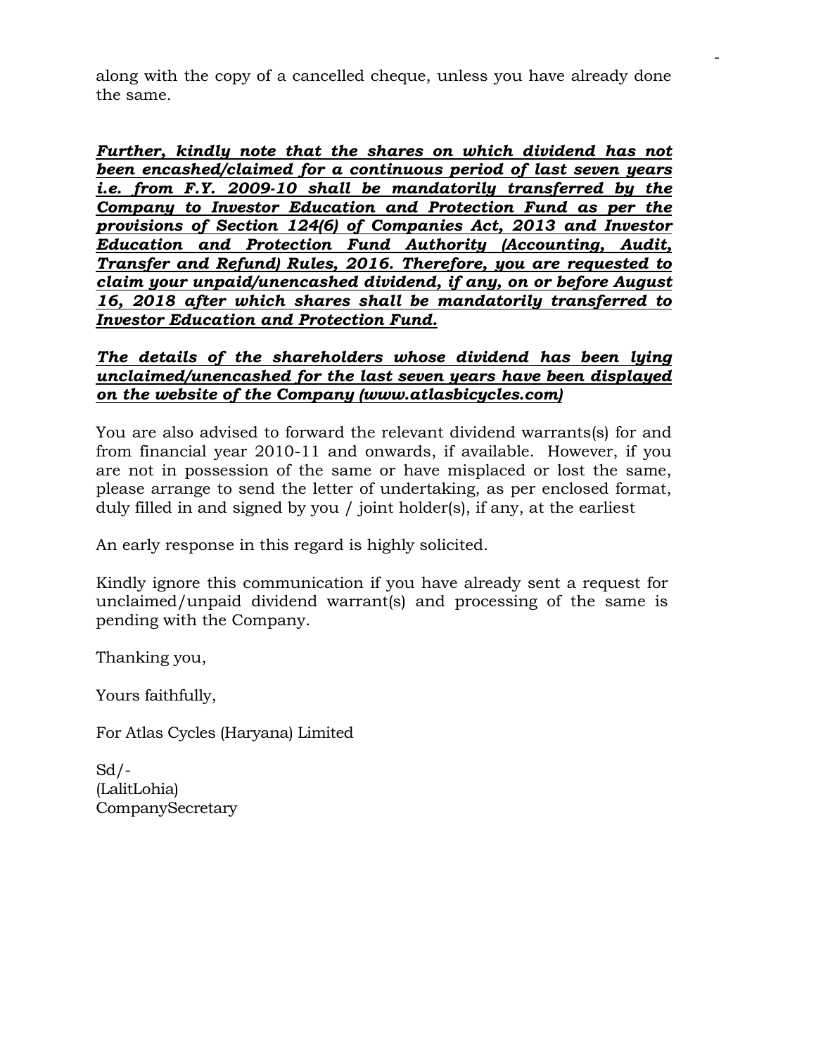along with the copy of a cancelled cheque, unless you have already done the same.

***<u>Further, kindly note that the shares on which dividend has not been encashed/claimed for a continuous period of last seven years i.e. from F.Y. 2009-10 shall be mandatorily transferred by the Company to Investor Education and Protection Fund as per the provisions of Section 124(6) of Companies Act, 2013 and Investor Education and Protection Fund Authority (Accounting, Audit, Transfer and Refund) Rules, 2016. Therefore, you are requested to claim your unpaid/unencashed dividend, if any, on or before August 16, 2018 after which shares shall be mandatorily transferred to Investor Education and Protection Fund.</u>***

***<u>The details of the shareholders whose dividend has been lying unclaimed/unencashed for the last seven years have been displayed on the website of the Company (www.atlasbicycles.com)</u>***

You are also advised to forward the relevant dividend warrants(s) for and from financial year 2010-11 and onwards, if available. However, if you are not in possession of the same or have misplaced or lost the same, please arrange to send the letter of undertaking, as per enclosed format, duly filled in and signed by you / joint holder(s), if any, at the earliest

An early response in this regard is highly solicited.

Kindly ignore this communication if you have already sent a request for unclaimed/unpaid dividend warrant(s) and processing of the same is pending with the Company.

Thanking you,

Yours faithfully,

For Atlas Cycles (Haryana) Limited

Sd/-
(LalitLohia)
CompanySecretary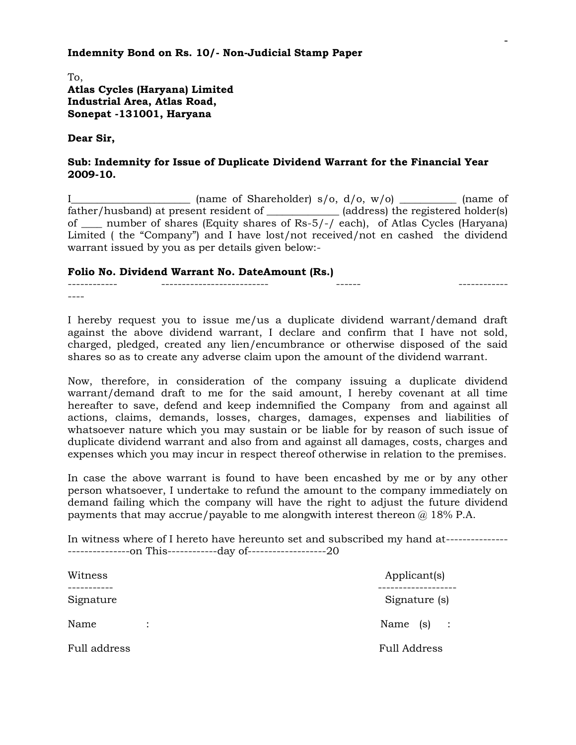**Indemnity Bond on Rs. 10/- Non-Judicial Stamp Paper**

To,
**Atlas Cycles (Haryana) Limited**
**Industrial Area, Atlas Road,**
**Sonepat -131001, Haryana**

**Dear Sir,**

**Sub: Indemnity for Issue of Duplicate Dividend Warrant for the Financial Year 2009-10.**

I______________________ (name of Shareholder) s/o, d/o, w/o) __________ (name of father/husband) at present resident of _____________ (address) the registered holder(s) of ____ number of shares (Equity shares of Rs-5/-/ each), of Atlas Cycles (Haryana) Limited ( the "Company") and I have lost/not received/not en cashed the dividend warrant issued by you as per details given below:-

| Folio No. | Dividend Warrant No. | Date | Amount (Rs.) |
|---|---|---|---|
| ------------ | ------------------------- | ------ | ---------------- |

I hereby request you to issue me/us a duplicate dividend warrant/demand draft against the above dividend warrant, I declare and confirm that I have not sold, charged, pledged, created any lien/encumbrance or otherwise disposed of the said shares so as to create any adverse claim upon the amount of the dividend warrant.

Now, therefore, in consideration of the company issuing a duplicate dividend warrant/demand draft to me for the said amount, I hereby covenant at all time hereafter to save, defend and keep indemnified the Company from and against all actions, claims, demands, losses, charges, damages, expenses and liabilities of whatsoever nature which you may sustain or be liable for by reason of such issue of duplicate dividend warrant and also from and against all damages, costs, charges and expenses which you may incur in respect thereof otherwise in relation to the premises.

In case the above warrant is found to have been encashed by me or by any other person whatsoever, I undertake to refund the amount to the company immediately on demand failing which the company will have the right to adjust the future dividend payments that may accrue/payable to me alongwith interest thereon @ 18% P.A.

In witness where of I hereto have hereunto set and subscribed my hand at------------------------------on This------------day of-------------------20

Witness
-----------
Signature

Name :

Full address

Applicant(s)
-------------------
Signature (s)

Name (s) :

Full Address